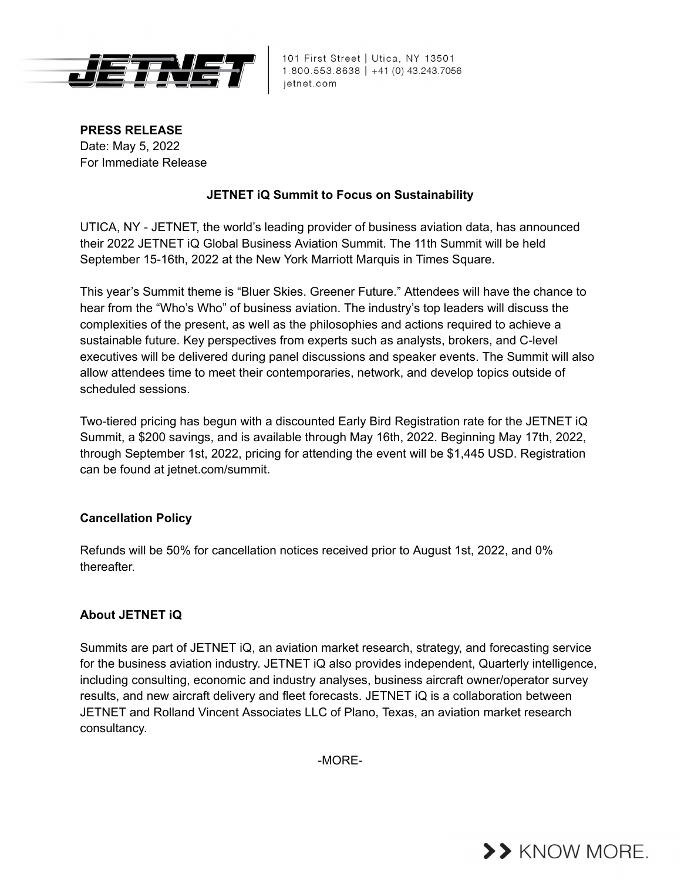101 First Street | Utica, NY 13501
1.800.553.8638 | +41 (0) 43.243.7056
jetnet.com

**PRESS RELEASE**
Date: May 5, 2022
For Immediate Release

**JETNET iQ Summit to Focus on Sustainability**

UTICA, NY - JETNET, the world's leading provider of business aviation data, has announced their 2022 JETNET iQ Global Business Aviation Summit. The 11th Summit will be held September 15-16th, 2022 at the New York Marriott Marquis in Times Square.

This year's Summit theme is "Bluer Skies. Greener Future." Attendees will have the chance to hear from the "Who's Who" of business aviation. The industry's top leaders will discuss the complexities of the present, as well as the philosophies and actions required to achieve a sustainable future. Key perspectives from experts such as analysts, brokers, and C-level executives will be delivered during panel discussions and speaker events. The Summit will also allow attendees time to meet their contemporaries, network, and develop topics outside of scheduled sessions.

Two-tiered pricing has begun with a discounted Early Bird Registration rate for the JETNET iQ Summit, a $200 savings, and is available through May 16th, 2022. Beginning May 17th, 2022, through September 1st, 2022, pricing for attending the event will be $1,445 USD. Registration can be found at jetnet.com/summit.

**Cancellation Policy**

Refunds will be 50% for cancellation notices received prior to August 1st, 2022, and 0% thereafter.

**About JETNET iQ**

Summits are part of JETNET iQ, an aviation market research, strategy, and forecasting service for the business aviation industry. JETNET iQ also provides independent, Quarterly intelligence, including consulting, economic and industry analyses, business aircraft owner/operator survey results, and new aircraft delivery and fleet forecasts. JETNET iQ is a collaboration between JETNET and Rolland Vincent Associates LLC of Plano, Texas, an aviation market research consultancy.

-MORE-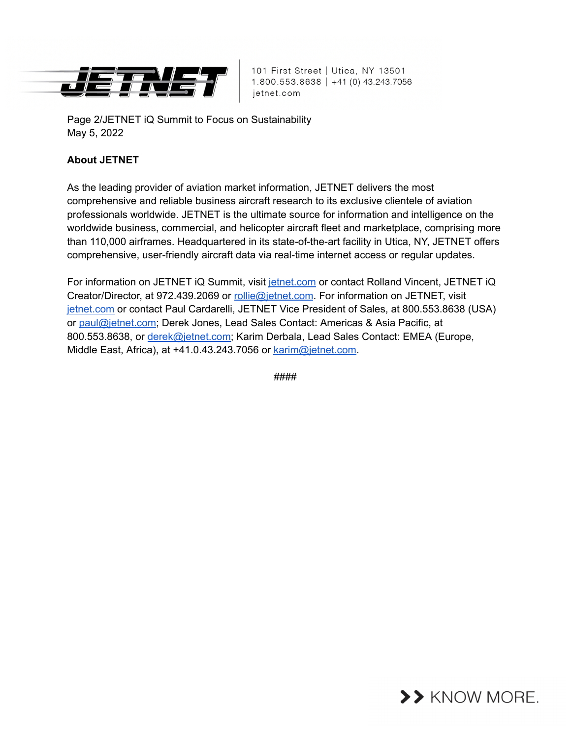101 First Street | Utica, NY 13501
1.800.553.8638 | +41 (0) 43.243.7056
jetnet.com

Page 2/JETNET iQ Summit to Focus on Sustainability
May 5, 2022

**About JETNET**

As the leading provider of aviation market information, JETNET delivers the most comprehensive and reliable business aircraft research to its exclusive clientele of aviation professionals worldwide. JETNET is the ultimate source for information and intelligence on the worldwide business, commercial, and helicopter aircraft fleet and marketplace, comprising more than 110,000 airframes. Headquartered in its state-of-the-art facility in Utica, NY, JETNET offers comprehensive, user-friendly aircraft data via real-time internet access or regular updates.

For information on JETNET iQ Summit, visit jetnet.com or contact Rolland Vincent, JETNET iQ Creator/Director, at 972.439.2069 or rollie@jetnet.com. For information on JETNET, visit jetnet.com or contact Paul Cardarelli, JETNET Vice President of Sales, at 800.553.8638 (USA) or paul@jetnet.com; Derek Jones, Lead Sales Contact: Americas & Asia Pacific, at 800.553.8638, or derek@jetnet.com; Karim Derbala, Lead Sales Contact: EMEA (Europe, Middle East, Africa), at +41.0.43.243.7056 or karim@jetnet.com.

####

>> KNOW MORE.